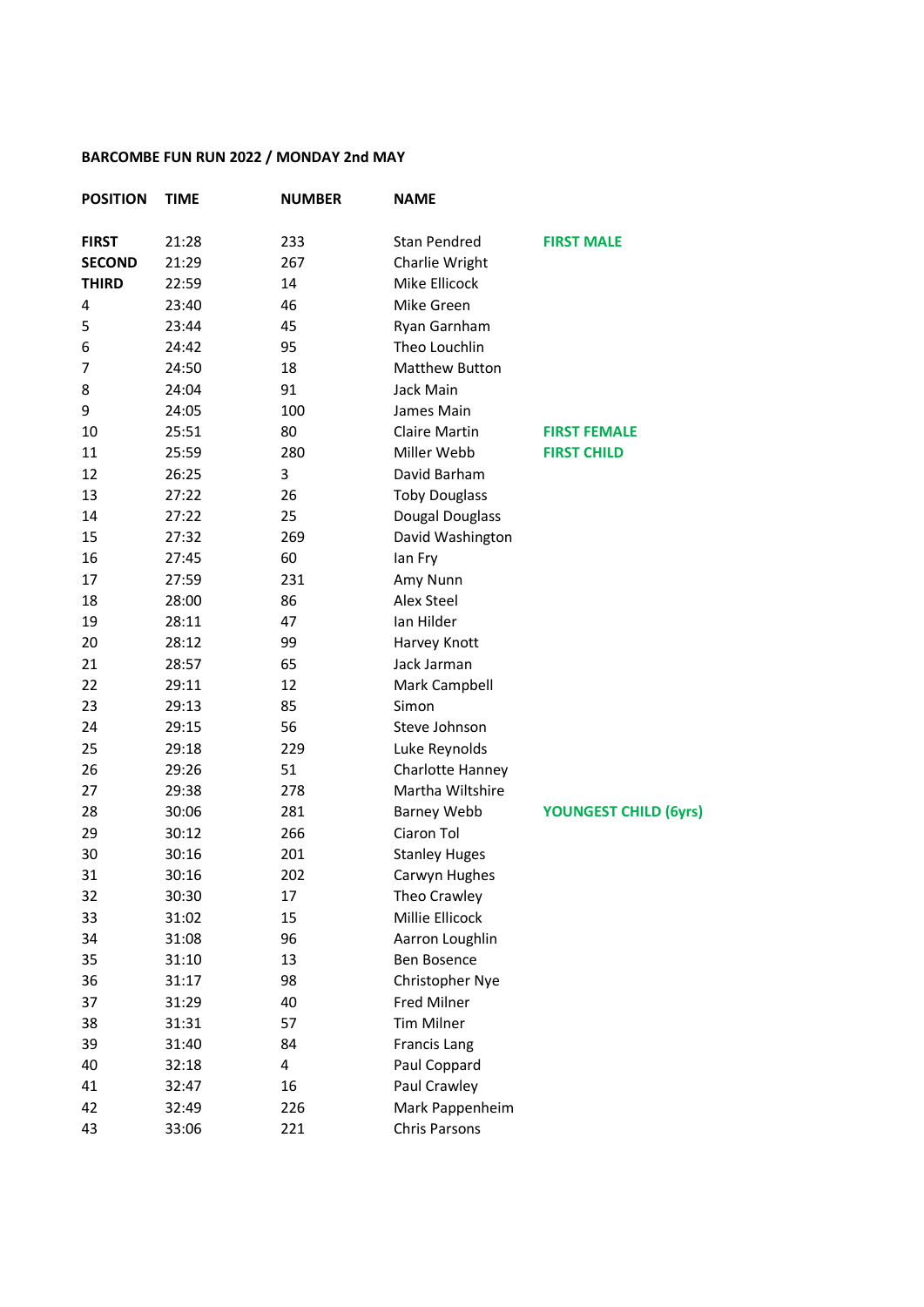**BARCOMBE FUN RUN 2022 / MONDAY 2nd MAY**

| POSITION | TIME | NUMBER | NAME | |
|---|---|---|---|---|
| **FIRST** | 21:28 | 233 | Stan Pendred | **FIRST MALE** |
| **SECOND** | 21:29 | 267 | Charlie Wright | |
| **THIRD** | 22:59 | 14 | Mike Ellicock | |
| 4 | 23:40 | 46 | Mike Green | |
| 5 | 23:44 | 45 | Ryan Garnham | |
| 6 | 24:42 | 95 | Theo Louchlin | |
| 7 | 24:50 | 18 | Matthew Button | |
| 8 | 24:04 | 91 | Jack Main | |
| 9 | 24:05 | 100 | James Main | |
| 10 | 25:51 | 80 | Claire Martin | **FIRST FEMALE** |
| 11 | 25:59 | 280 | Miller Webb | **FIRST CHILD** |
| 12 | 26:25 | 3 | David Barham | |
| 13 | 27:22 | 26 | Toby Douglass | |
| 14 | 27:22 | 25 | Dougal Douglass | |
| 15 | 27:32 | 269 | David Washington | |
| 16 | 27:45 | 60 | Ian Fry | |
| 17 | 27:59 | 231 | Amy Nunn | |
| 18 | 28:00 | 86 | Alex Steel | |
| 19 | 28:11 | 47 | Ian Hilder | |
| 20 | 28:12 | 99 | Harvey Knott | |
| 21 | 28:57 | 65 | Jack Jarman | |
| 22 | 29:11 | 12 | Mark Campbell | |
| 23 | 29:13 | 85 | Simon | |
| 24 | 29:15 | 56 | Steve Johnson | |
| 25 | 29:18 | 229 | Luke Reynolds | |
| 26 | 29:26 | 51 | Charlotte Hanney | |
| 27 | 29:38 | 278 | Martha Wiltshire | |
| 28 | 30:06 | 281 | Barney Webb | **YOUNGEST CHILD (6yrs)** |
| 29 | 30:12 | 266 | Ciaron Tol | |
| 30 | 30:16 | 201 | Stanley Huges | |
| 31 | 30:16 | 202 | Carwyn Hughes | |
| 32 | 30:30 | 17 | Theo Crawley | |
| 33 | 31:02 | 15 | Millie Ellicock | |
| 34 | 31:08 | 96 | Aarron Loughlin | |
| 35 | 31:10 | 13 | Ben Bosence | |
| 36 | 31:17 | 98 | Christopher Nye | |
| 37 | 31:29 | 40 | Fred Milner | |
| 38 | 31:31 | 57 | Tim Milner | |
| 39 | 31:40 | 84 | Francis Lang | |
| 40 | 32:18 | 4 | Paul Coppard | |
| 41 | 32:47 | 16 | Paul Crawley | |
| 42 | 32:49 | 226 | Mark Pappenheim | |
| 43 | 33:06 | 221 | Chris Parsons | |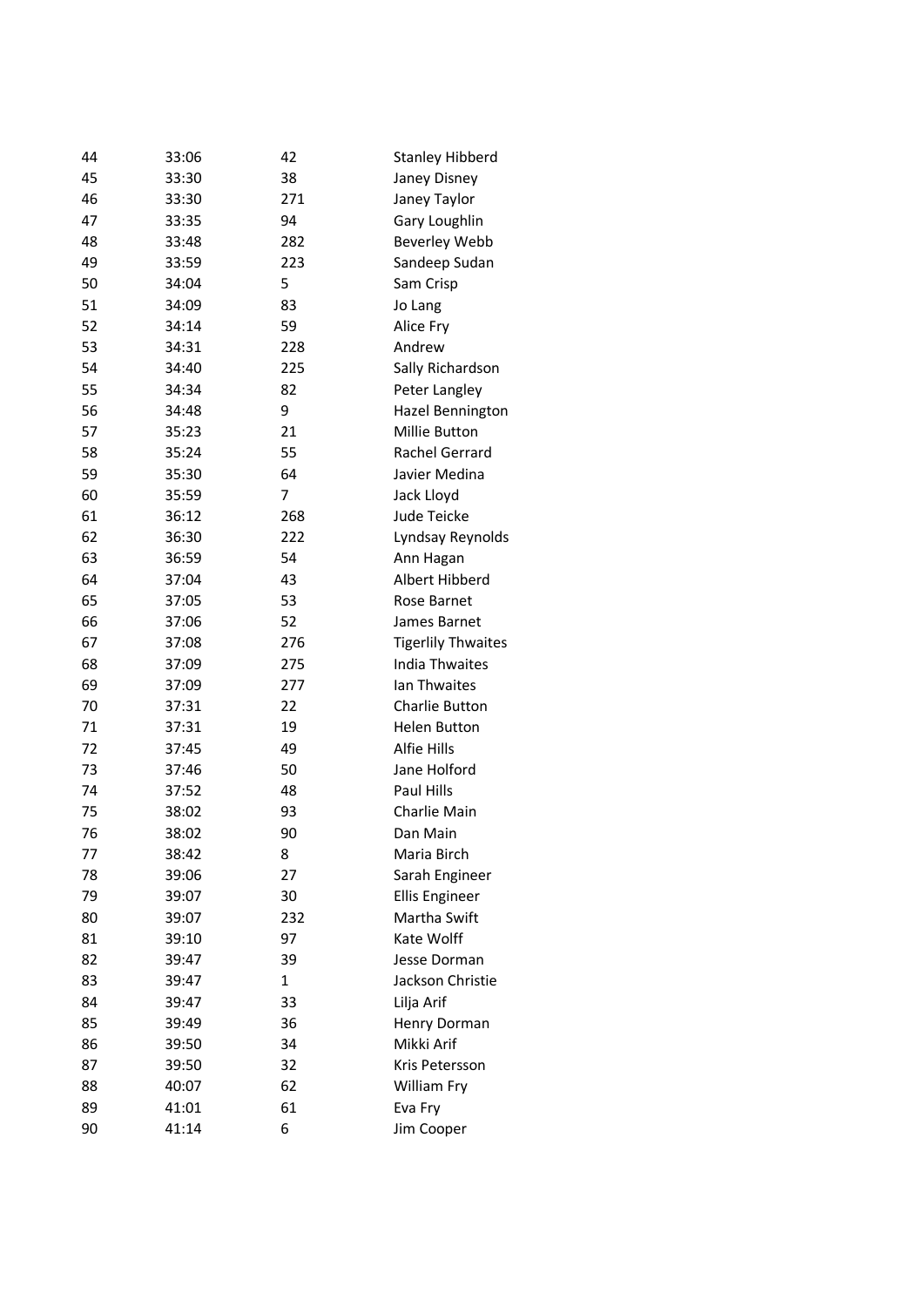| | | | |
|---|---|---|---|
| 44 | 33:06 | 42 | Stanley Hibberd |
| 45 | 33:30 | 38 | Janey Disney |
| 46 | 33:30 | 271 | Janey Taylor |
| 47 | 33:35 | 94 | Gary Loughlin |
| 48 | 33:48 | 282 | Beverley Webb |
| 49 | 33:59 | 223 | Sandeep Sudan |
| 50 | 34:04 | 5 | Sam Crisp |
| 51 | 34:09 | 83 | Jo Lang |
| 52 | 34:14 | 59 | Alice Fry |
| 53 | 34:31 | 228 | Andrew |
| 54 | 34:40 | 225 | Sally Richardson |
| 55 | 34:34 | 82 | Peter Langley |
| 56 | 34:48 | 9 | Hazel Bennington |
| 57 | 35:23 | 21 | Millie Button |
| 58 | 35:24 | 55 | Rachel Gerrard |
| 59 | 35:30 | 64 | Javier Medina |
| 60 | 35:59 | 7 | Jack Lloyd |
| 61 | 36:12 | 268 | Jude Teicke |
| 62 | 36:30 | 222 | Lyndsay Reynolds |
| 63 | 36:59 | 54 | Ann Hagan |
| 64 | 37:04 | 43 | Albert Hibberd |
| 65 | 37:05 | 53 | Rose Barnet |
| 66 | 37:06 | 52 | James Barnet |
| 67 | 37:08 | 276 | Tigerlily Thwaites |
| 68 | 37:09 | 275 | India Thwaites |
| 69 | 37:09 | 277 | Ian Thwaites |
| 70 | 37:31 | 22 | Charlie Button |
| 71 | 37:31 | 19 | Helen Button |
| 72 | 37:45 | 49 | Alfie Hills |
| 73 | 37:46 | 50 | Jane Holford |
| 74 | 37:52 | 48 | Paul Hills |
| 75 | 38:02 | 93 | Charlie Main |
| 76 | 38:02 | 90 | Dan Main |
| 77 | 38:42 | 8 | Maria Birch |
| 78 | 39:06 | 27 | Sarah Engineer |
| 79 | 39:07 | 30 | Ellis Engineer |
| 80 | 39:07 | 232 | Martha Swift |
| 81 | 39:10 | 97 | Kate Wolff |
| 82 | 39:47 | 39 | Jesse Dorman |
| 83 | 39:47 | 1 | Jackson Christie |
| 84 | 39:47 | 33 | Lilja Arif |
| 85 | 39:49 | 36 | Henry Dorman |
| 86 | 39:50 | 34 | Mikki Arif |
| 87 | 39:50 | 32 | Kris Petersson |
| 88 | 40:07 | 62 | William Fry |
| 89 | 41:01 | 61 | Eva Fry |
| 90 | 41:14 | 6 | Jim Cooper |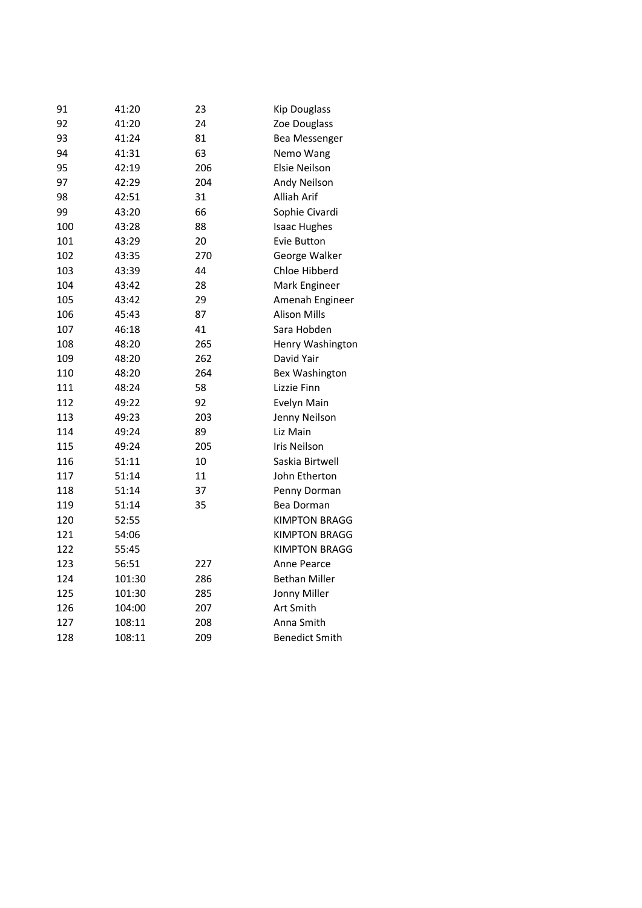| | | | |
|---|---|---|---|
| 91 | 41:20 | 23 | Kip Douglass |
| 92 | 41:20 | 24 | Zoe Douglass |
| 93 | 41:24 | 81 | Bea Messenger |
| 94 | 41:31 | 63 | Nemo Wang |
| 95 | 42:19 | 206 | Elsie Neilson |
| 97 | 42:29 | 204 | Andy Neilson |
| 98 | 42:51 | 31 | Alliah Arif |
| 99 | 43:20 | 66 | Sophie Civardi |
| 100 | 43:28 | 88 | Isaac Hughes |
| 101 | 43:29 | 20 | Evie Button |
| 102 | 43:35 | 270 | George Walker |
| 103 | 43:39 | 44 | Chloe Hibberd |
| 104 | 43:42 | 28 | Mark Engineer |
| 105 | 43:42 | 29 | Amenah Engineer |
| 106 | 45:43 | 87 | Alison Mills |
| 107 | 46:18 | 41 | Sara Hobden |
| 108 | 48:20 | 265 | Henry Washington |
| 109 | 48:20 | 262 | David Yair |
| 110 | 48:20 | 264 | Bex Washington |
| 111 | 48:24 | 58 | Lizzie Finn |
| 112 | 49:22 | 92 | Evelyn Main |
| 113 | 49:23 | 203 | Jenny Neilson |
| 114 | 49:24 | 89 | Liz Main |
| 115 | 49:24 | 205 | Iris Neilson |
| 116 | 51:11 | 10 | Saskia Birtwell |
| 117 | 51:14 | 11 | John Etherton |
| 118 | 51:14 | 37 | Penny Dorman |
| 119 | 51:14 | 35 | Bea Dorman |
| 120 | 52:55 | | KIMPTON BRAGG |
| 121 | 54:06 | | KIMPTON BRAGG |
| 122 | 55:45 | | KIMPTON BRAGG |
| 123 | 56:51 | 227 | Anne Pearce |
| 124 | 101:30 | 286 | Bethan Miller |
| 125 | 101:30 | 285 | Jonny Miller |
| 126 | 104:00 | 207 | Art Smith |
| 127 | 108:11 | 208 | Anna Smith |
| 128 | 108:11 | 209 | Benedict Smith |